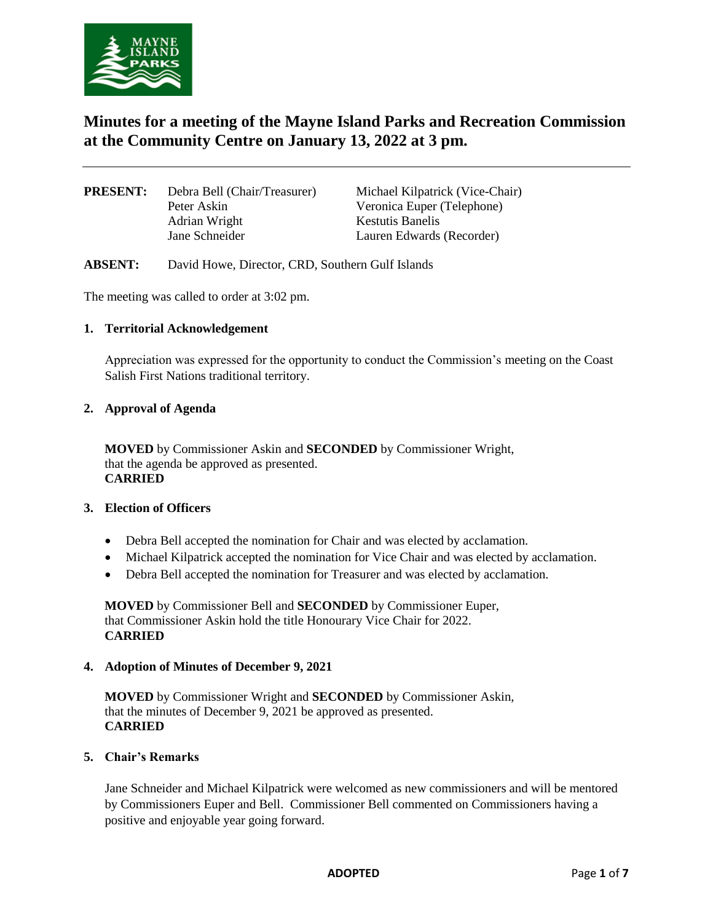# Minutes for a meeting of the Mayne Island Parks and Recreation Commission at the Community Centre on January 13, 2022 at 3 pm.

| **PRESENT:** | Debra Bell (Chair/Treasurer) | Michael Kilpatrick (Vice-Chair) |
|---|---|---|
| | Peter Askin | Veronica Euper (Telephone) |
| | Adrian Wright | Kestutis Banelis |
| | Jane Schneider | Lauren Edwards (Recorder) |

**ABSENT:** David Howe, Director, CRD, Southern Gulf Islands

The meeting was called to order at 3:02 pm.

## 1. Territorial Acknowledgement

Appreciation was expressed for the opportunity to conduct the Commission's meeting on the Coast Salish First Nations traditional territory.

## 2. Approval of Agenda

**MOVED** by Commissioner Askin and **SECONDED** by Commissioner Wright,
that the agenda be approved as presented.
**CARRIED**

## 3. Election of Officers

- Debra Bell accepted the nomination for Chair and was elected by acclamation.
- Michael Kilpatrick accepted the nomination for Vice Chair and was elected by acclamation.
- Debra Bell accepted the nomination for Treasurer and was elected by acclamation.

**MOVED** by Commissioner Bell and **SECONDED** by Commissioner Euper,
that Commissioner Askin hold the title Honourary Vice Chair for 2022.
**CARRIED**

## 4. Adoption of Minutes of December 9, 2021

**MOVED** by Commissioner Wright and **SECONDED** by Commissioner Askin,
that the minutes of December 9, 2021 be approved as presented.
**CARRIED**

## 5. Chair's Remarks

Jane Schneider and Michael Kilpatrick were welcomed as new commissioners and will be mentored by Commissioners Euper and Bell. Commissioner Bell commented on Commissioners having a positive and enjoyable year going forward.

**ADOPTED**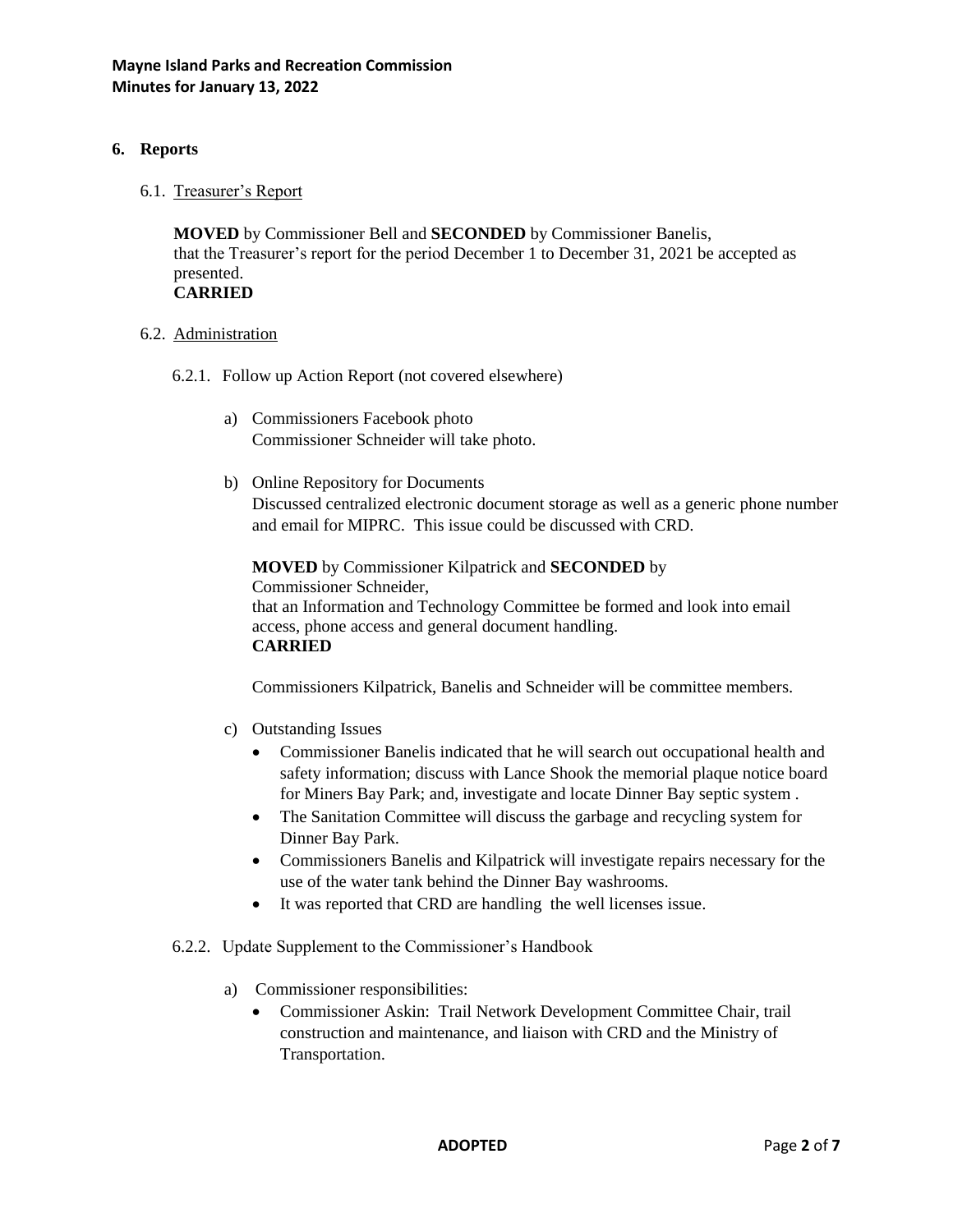## 6. Reports

### 6.1. Treasurer's Report

**MOVED** by Commissioner Bell and **SECONDED** by Commissioner Banelis, that the Treasurer's report for the period December 1 to December 31, 2021 be accepted as presented.
**CARRIED**

### 6.2. Administration

#### 6.2.1. Follow up Action Report (not covered elsewhere)

a) Commissioners Facebook photo
Commissioner Schneider will take photo.

b) Online Repository for Documents
Discussed centralized electronic document storage as well as a generic phone number and email for MIPRC. This issue could be discussed with CRD.

**MOVED** by Commissioner Kilpatrick and **SECONDED** by Commissioner Schneider,
that an Information and Technology Committee be formed and look into email access, phone access and general document handling.
**CARRIED**

Commissioners Kilpatrick, Banelis and Schneider will be committee members.

c) Outstanding Issues

- Commissioner Banelis indicated that he will search out occupational health and safety information; discuss with Lance Shook the memorial plaque notice board for Miners Bay Park; and, investigate and locate Dinner Bay septic system .
- The Sanitation Committee will discuss the garbage and recycling system for Dinner Bay Park.
- Commissioners Banelis and Kilpatrick will investigate repairs necessary for the use of the water tank behind the Dinner Bay washrooms.
- It was reported that CRD are handling the well licenses issue.

#### 6.2.2. Update Supplement to the Commissioner's Handbook

a) Commissioner responsibilities:

- Commissioner Askin: Trail Network Development Committee Chair, trail construction and maintenance, and liaison with CRD and the Ministry of Transportation.

**ADOPTED**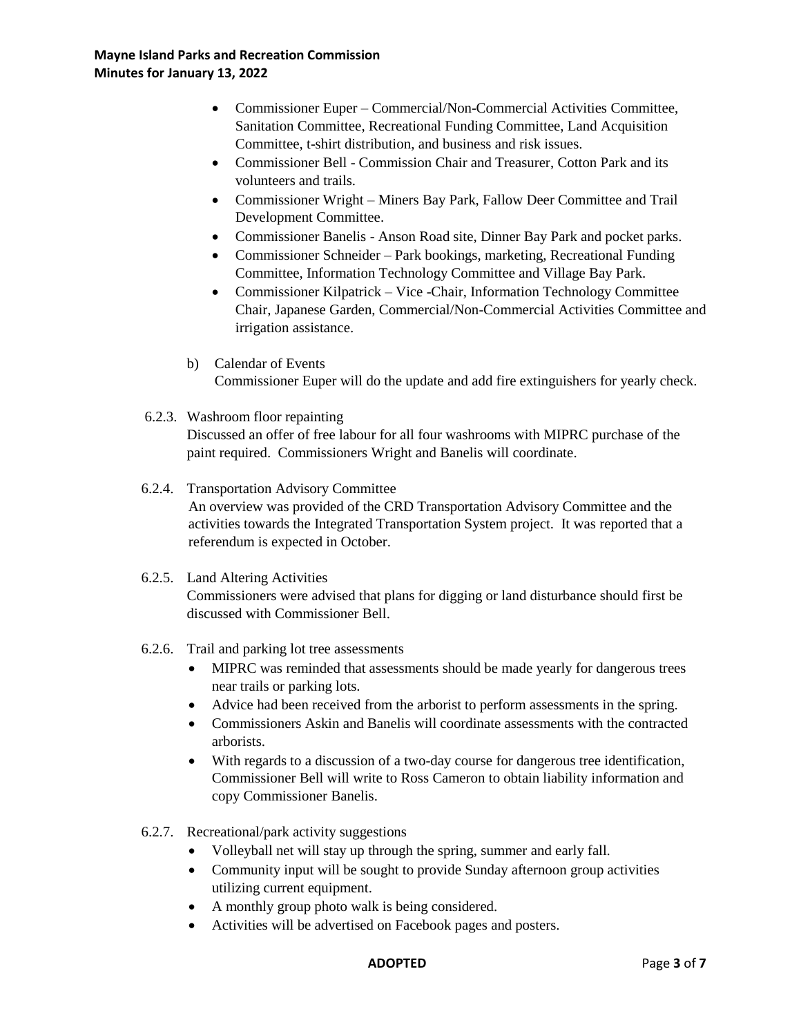- Commissioner Euper – Commercial/Non-Commercial Activities Committee, Sanitation Committee, Recreational Funding Committee, Land Acquisition Committee, t-shirt distribution, and business and risk issues.
- Commissioner Bell - Commission Chair and Treasurer, Cotton Park and its volunteers and trails.
- Commissioner Wright – Miners Bay Park, Fallow Deer Committee and Trail Development Committee.
- Commissioner Banelis - Anson Road site, Dinner Bay Park and pocket parks.
- Commissioner Schneider – Park bookings, marketing, Recreational Funding Committee, Information Technology Committee and Village Bay Park.
- Commissioner Kilpatrick – Vice -Chair, Information Technology Committee Chair, Japanese Garden, Commercial/Non-Commercial Activities Committee and irrigation assistance.

b) Calendar of Events
Commissioner Euper will do the update and add fire extinguishers for yearly check.

6.2.3. Washroom floor repainting
Discussed an offer of free labour for all four washrooms with MIPRC purchase of the paint required. Commissioners Wright and Banelis will coordinate.

6.2.4. Transportation Advisory Committee
An overview was provided of the CRD Transportation Advisory Committee and the activities towards the Integrated Transportation System project. It was reported that a referendum is expected in October.

6.2.5. Land Altering Activities
Commissioners were advised that plans for digging or land disturbance should first be discussed with Commissioner Bell.

6.2.6. Trail and parking lot tree assessments
- MIPRC was reminded that assessments should be made yearly for dangerous trees near trails or parking lots.
- Advice had been received from the arborist to perform assessments in the spring.
- Commissioners Askin and Banelis will coordinate assessments with the contracted arborists.
- With regards to a discussion of a two-day course for dangerous tree identification, Commissioner Bell will write to Ross Cameron to obtain liability information and copy Commissioner Banelis.

6.2.7. Recreational/park activity suggestions
- Volleyball net will stay up through the spring, summer and early fall.
- Community input will be sought to provide Sunday afternoon group activities utilizing current equipment.
- A monthly group photo walk is being considered.
- Activities will be advertised on Facebook pages and posters.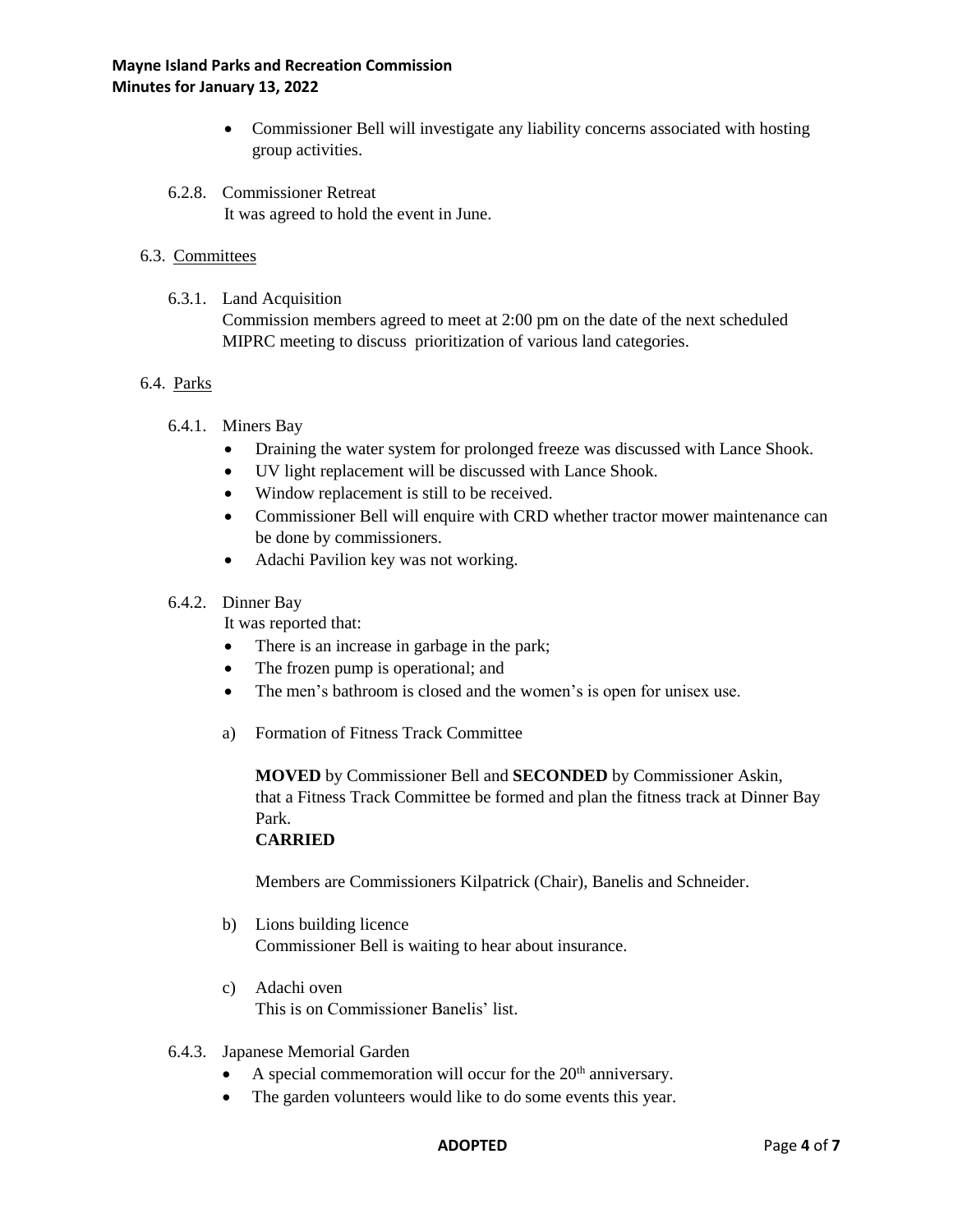- Commissioner Bell will investigate any liability concerns associated with hosting group activities.

6.2.8. Commissioner Retreat

It was agreed to hold the event in June.

6.3. Committees

6.3.1. Land Acquisition

Commission members agreed to meet at 2:00 pm on the date of the next scheduled MIPRC meeting to discuss prioritization of various land categories.

6.4. Parks

6.4.1. Miners Bay

- Draining the water system for prolonged freeze was discussed with Lance Shook.
- UV light replacement will be discussed with Lance Shook.
- Window replacement is still to be received.
- Commissioner Bell will enquire with CRD whether tractor mower maintenance can be done by commissioners.
- Adachi Pavilion key was not working.

6.4.2. Dinner Bay

It was reported that:

- There is an increase in garbage in the park;
- The frozen pump is operational; and
- The men's bathroom is closed and the women's is open for unisex use.

a) Formation of Fitness Track Committee

**MOVED** by Commissioner Bell and **SECONDED** by Commissioner Askin, that a Fitness Track Committee be formed and plan the fitness track at Dinner Bay Park.
**CARRIED**

Members are Commissioners Kilpatrick (Chair), Banelis and Schneider.

b) Lions building licence

Commissioner Bell is waiting to hear about insurance.

c) Adachi oven

This is on Commissioner Banelis' list.

6.4.3. Japanese Memorial Garden

- A special commemoration will occur for the 20th anniversary.
- The garden volunteers would like to do some events this year.

**ADOPTED**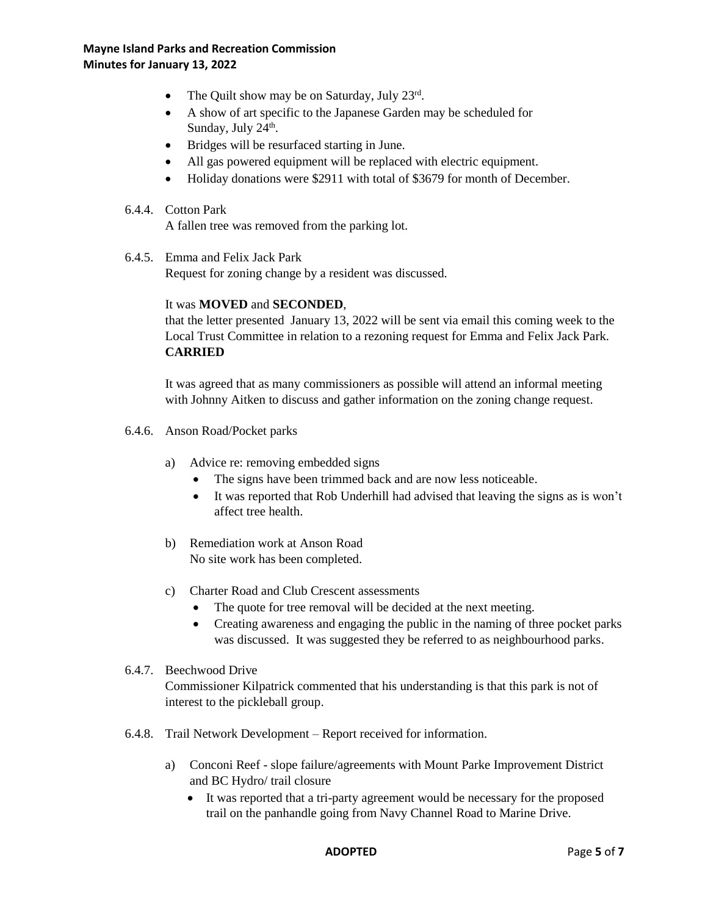- The Quilt show may be on Saturday, July 23rd.
- A show of art specific to the Japanese Garden may be scheduled for Sunday, July 24th.
- Bridges will be resurfaced starting in June.
- All gas powered equipment will be replaced with electric equipment.
- Holiday donations were $2911 with total of $3679 for month of December.

6.4.4. Cotton Park

A fallen tree was removed from the parking lot.

6.4.5. Emma and Felix Jack Park

Request for zoning change by a resident was discussed.

It was **MOVED** and **SECONDED**,

that the letter presented January 13, 2022 will be sent via email this coming week to the Local Trust Committee in relation to a rezoning request for Emma and Felix Jack Park.
**CARRIED**

It was agreed that as many commissioners as possible will attend an informal meeting with Johnny Aitken to discuss and gather information on the zoning change request.

6.4.6. Anson Road/Pocket parks

a) Advice re: removing embedded signs
- The signs have been trimmed back and are now less noticeable.
- It was reported that Rob Underhill had advised that leaving the signs as is won't affect tree health.

b) Remediation work at Anson Road

No site work has been completed.

c) Charter Road and Club Crescent assessments
- The quote for tree removal will be decided at the next meeting.
- Creating awareness and engaging the public in the naming of three pocket parks was discussed. It was suggested they be referred to as neighbourhood parks.

6.4.7. Beechwood Drive

Commissioner Kilpatrick commented that his understanding is that this park is not of interest to the pickleball group.

6.4.8. Trail Network Development – Report received for information.

a) Conconi Reef - slope failure/agreements with Mount Parke Improvement District and BC Hydro/ trail closure
- It was reported that a tri-party agreement would be necessary for the proposed trail on the panhandle going from Navy Channel Road to Marine Drive.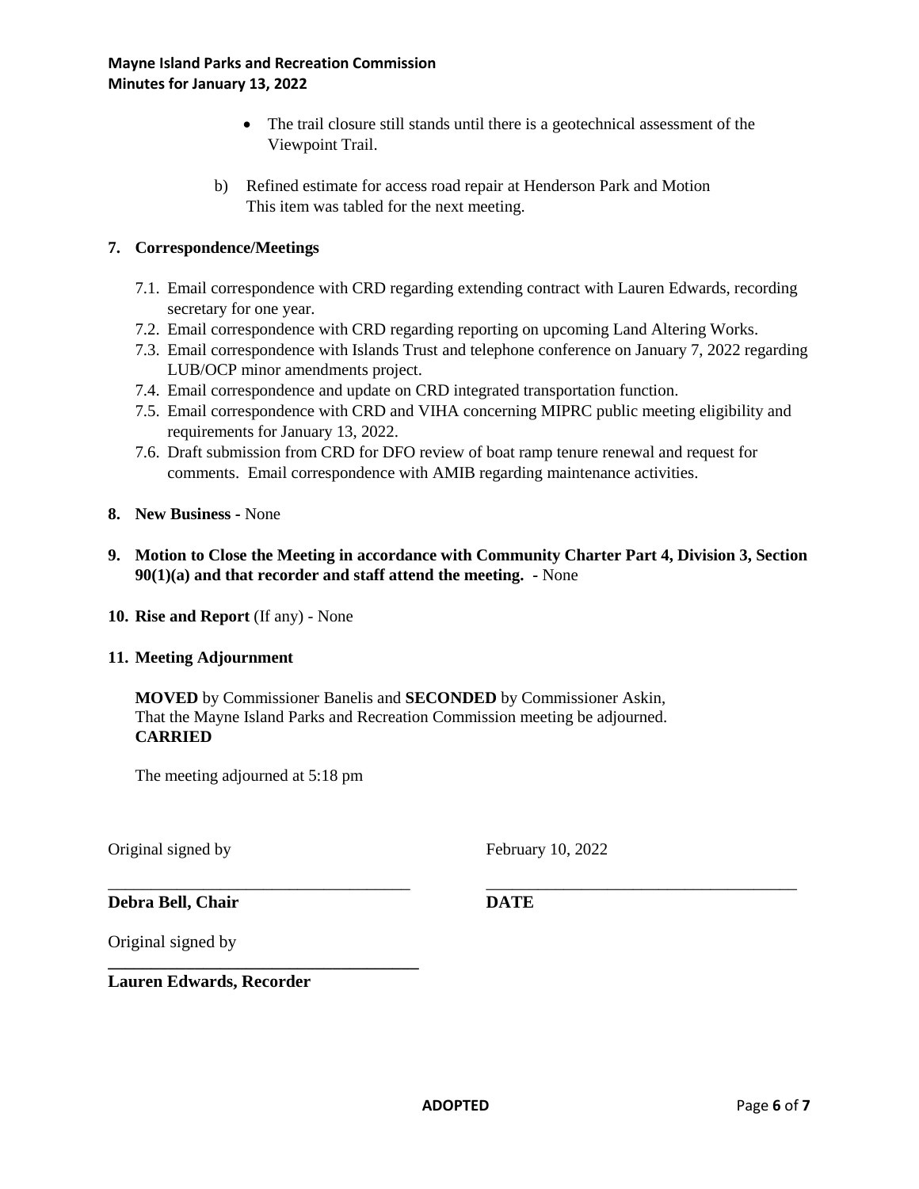- The trail closure still stands until there is a geotechnical assessment of the Viewpoint Trail.

b) Refined estimate for access road repair at Henderson Park and Motion
This item was tabled for the next meeting.

**7. Correspondence/Meetings**

7.1. Email correspondence with CRD regarding extending contract with Lauren Edwards, recording secretary for one year.
7.2. Email correspondence with CRD regarding reporting on upcoming Land Altering Works.
7.3. Email correspondence with Islands Trust and telephone conference on January 7, 2022 regarding LUB/OCP minor amendments project.
7.4. Email correspondence and update on CRD integrated transportation function.
7.5. Email correspondence with CRD and VIHA concerning MIPRC public meeting eligibility and requirements for January 13, 2022.
7.6. Draft submission from CRD for DFO review of boat ramp tenure renewal and request for comments. Email correspondence with AMIB regarding maintenance activities.

**8. New Business -** None

**9. Motion to Close the Meeting in accordance with Community Charter Part 4, Division 3, Section 90(1)(a) and that recorder and staff attend the meeting.** - None

**10. Rise and Report** (If any) - None

**11. Meeting Adjournment**

**MOVED** by Commissioner Banelis and **SECONDED** by Commissioner Askin,
That the Mayne Island Parks and Recreation Commission meeting be adjourned.
**CARRIED**

The meeting adjourned at 5:18 pm

Original signed by

\_\_\_\_\_\_\_\_\_\_\_\_\_\_\_\_\_\_\_\_\_\_\_\_\_\_\_\_\_\_\_\_\_\_\_\_
**Debra Bell, Chair**

February 10, 2022

\_\_\_\_\_\_\_\_\_\_\_\_\_\_\_\_\_\_\_\_\_\_\_\_\_\_\_\_\_\_\_\_\_\_\_\_
**DATE**

Original signed by

\_\_\_\_\_\_\_\_\_\_\_\_\_\_\_\_\_\_\_\_\_\_\_\_\_\_\_\_\_\_\_\_\_\_\_\_
**Lauren Edwards, Recorder**

**ADOPTED**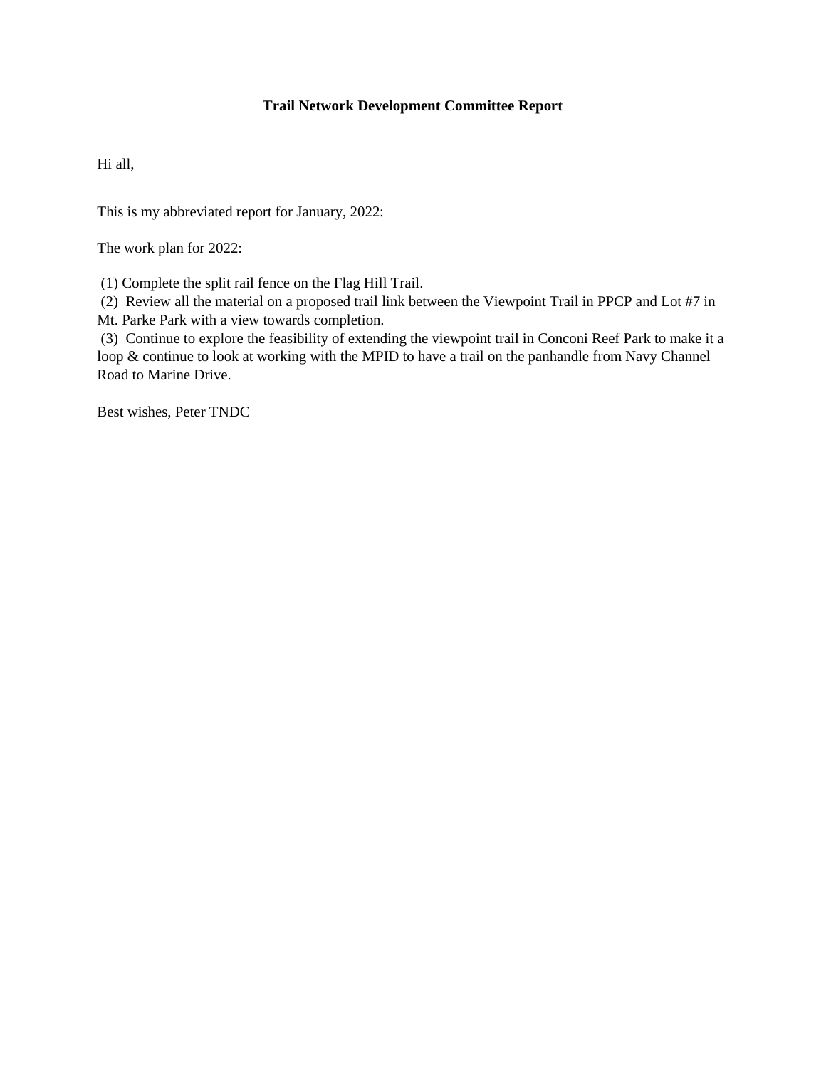# Trail Network Development Committee Report

Hi all,

This is my abbreviated report for January, 2022:

The work plan for 2022:

(1) Complete the split rail fence on the Flag Hill Trail.
(2) Review all the material on a proposed trail link between the Viewpoint Trail in PPCP and Lot #7 in Mt. Parke Park with a view towards completion.
(3) Continue to explore the feasibility of extending the viewpoint trail in Conconi Reef Park to make it a loop & continue to look at working with the MPID to have a trail on the panhandle from Navy Channel Road to Marine Drive.

Best wishes, Peter TNDC